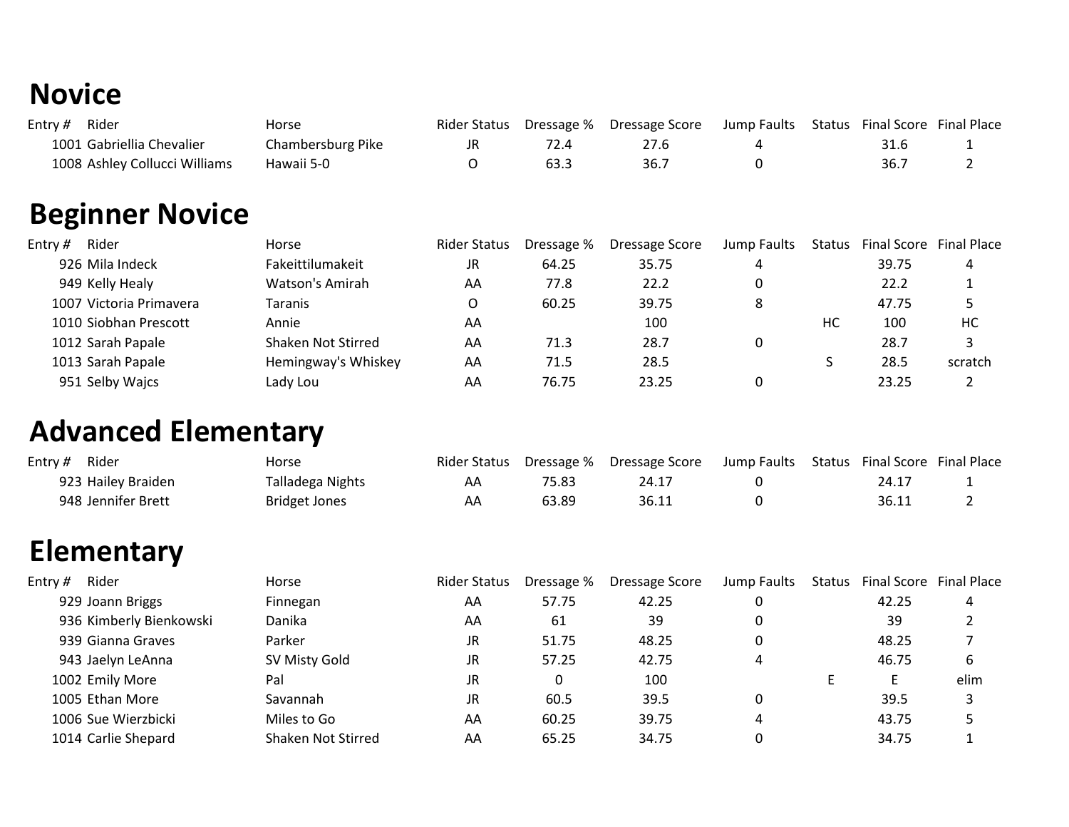# Novice

| Entry # | Rider | Horse | Rider Status | Dressage % | Dressage Score | Jump Faults | Status | Final Score | Final Place |
|---|---|---|---|---|---|---|---|---|---|
| 1001 | Gabriellia Chevalier | Chambersburg Pike | JR | 72.4 | 27.6 | 4 | | 31.6 | 1 |
| 1008 | Ashley Collucci Williams | Hawaii 5-0 | O | 63.3 | 36.7 | 0 | | 36.7 | 2 |

# Beginner Novice

| Entry # | Rider | Horse | Rider Status | Dressage % | Dressage Score | Jump Faults | Status | Final Score | Final Place |
|---|---|---|---|---|---|---|---|---|---|
| 926 | Mila Indeck | Fakeittilumakeit | JR | 64.25 | 35.75 | 4 | | 39.75 | 4 |
| 949 | Kelly Healy | Watson's Amirah | AA | 77.8 | 22.2 | 0 | | 22.2 | 1 |
| 1007 | Victoria Primavera | Taranis | O | 60.25 | 39.75 | 8 | | 47.75 | 5 |
| 1010 | Siobhan Prescott | Annie | AA | | 100 | | HC | 100 | HC |
| 1012 | Sarah Papale | Shaken Not Stirred | AA | 71.3 | 28.7 | 0 | | 28.7 | 3 |
| 1013 | Sarah Papale | Hemingway's Whiskey | AA | 71.5 | 28.5 | | S | 28.5 | scratch |
| 951 | Selby Wajcs | Lady Lou | AA | 76.75 | 23.25 | 0 | | 23.25 | 2 |

# Advanced Elementary

| Entry # | Rider | Horse | Rider Status | Dressage % | Dressage Score | Jump Faults | Status | Final Score | Final Place |
|---|---|---|---|---|---|---|---|---|---|
| 923 | Hailey Braiden | Talladega Nights | AA | 75.83 | 24.17 | 0 | | 24.17 | 1 |
| 948 | Jennifer Brett | Bridget Jones | AA | 63.89 | 36.11 | 0 | | 36.11 | 2 |

# Elementary

| Entry # | Rider | Horse | Rider Status | Dressage % | Dressage Score | Jump Faults | Status | Final Score | Final Place |
|---|---|---|---|---|---|---|---|---|---|
| 929 | Joann Briggs | Finnegan | AA | 57.75 | 42.25 | 0 | | 42.25 | 4 |
| 936 | Kimberly Bienkowski | Danika | AA | 61 | 39 | 0 | | 39 | 2 |
| 939 | Gianna Graves | Parker | JR | 51.75 | 48.25 | 0 | | 48.25 | 7 |
| 943 | Jaelyn LeAnna | SV Misty Gold | JR | 57.25 | 42.75 | 4 | | 46.75 | 6 |
| 1002 | Emily More | Pal | JR | 0 | 100 | | E | E | elim |
| 1005 | Ethan More | Savannah | JR | 60.5 | 39.5 | 0 | | 39.5 | 3 |
| 1006 | Sue Wierzbicki | Miles to Go | AA | 60.25 | 39.75 | 4 | | 43.75 | 5 |
| 1014 | Carlie Shepard | Shaken Not Stirred | AA | 65.25 | 34.75 | 0 | | 34.75 | 1 |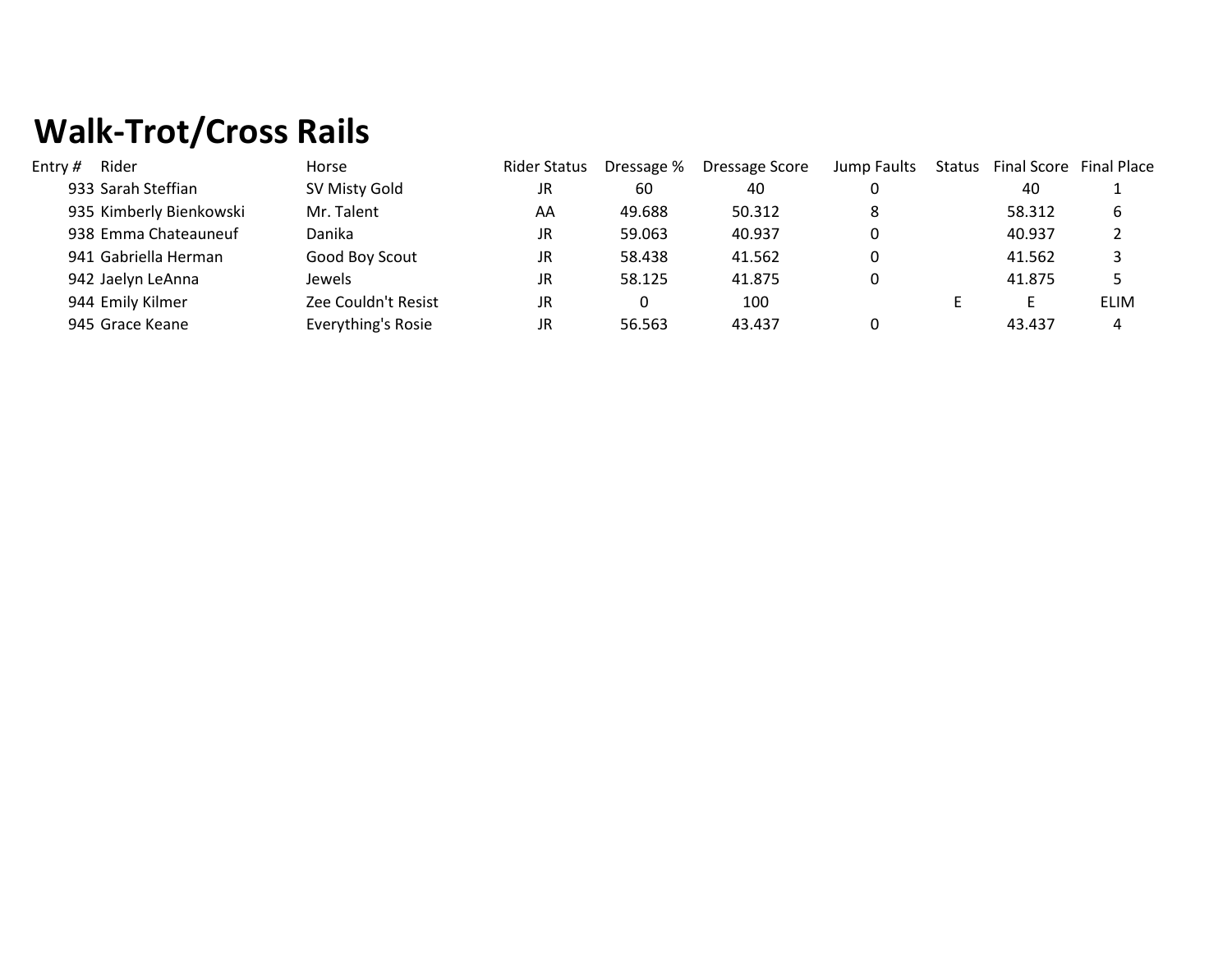# Walk-Trot/Cross Rails

| Entry # | Rider | Horse | Rider Status | Dressage % | Dressage Score | Jump Faults | Status | Final Score | Final Place |
|---|---|---|---|---|---|---|---|---|---|
| 933 | Sarah Steffian | SV Misty Gold | JR | 60 | 40 | 0 | | 40 | 1 |
| 935 | Kimberly Bienkowski | Mr. Talent | AA | 49.688 | 50.312 | 8 | | 58.312 | 6 |
| 938 | Emma Chateauneuf | Danika | JR | 59.063 | 40.937 | 0 | | 40.937 | 2 |
| 941 | Gabriella Herman | Good Boy Scout | JR | 58.438 | 41.562 | 0 | | 41.562 | 3 |
| 942 | Jaelyn LeAnna | Jewels | JR | 58.125 | 41.875 | 0 | | 41.875 | 5 |
| 944 | Emily Kilmer | Zee Couldn't Resist | JR | 0 | 100 | | E | E | ELIM |
| 945 | Grace Keane | Everything's Rosie | JR | 56.563 | 43.437 | 0 | | 43.437 | 4 |